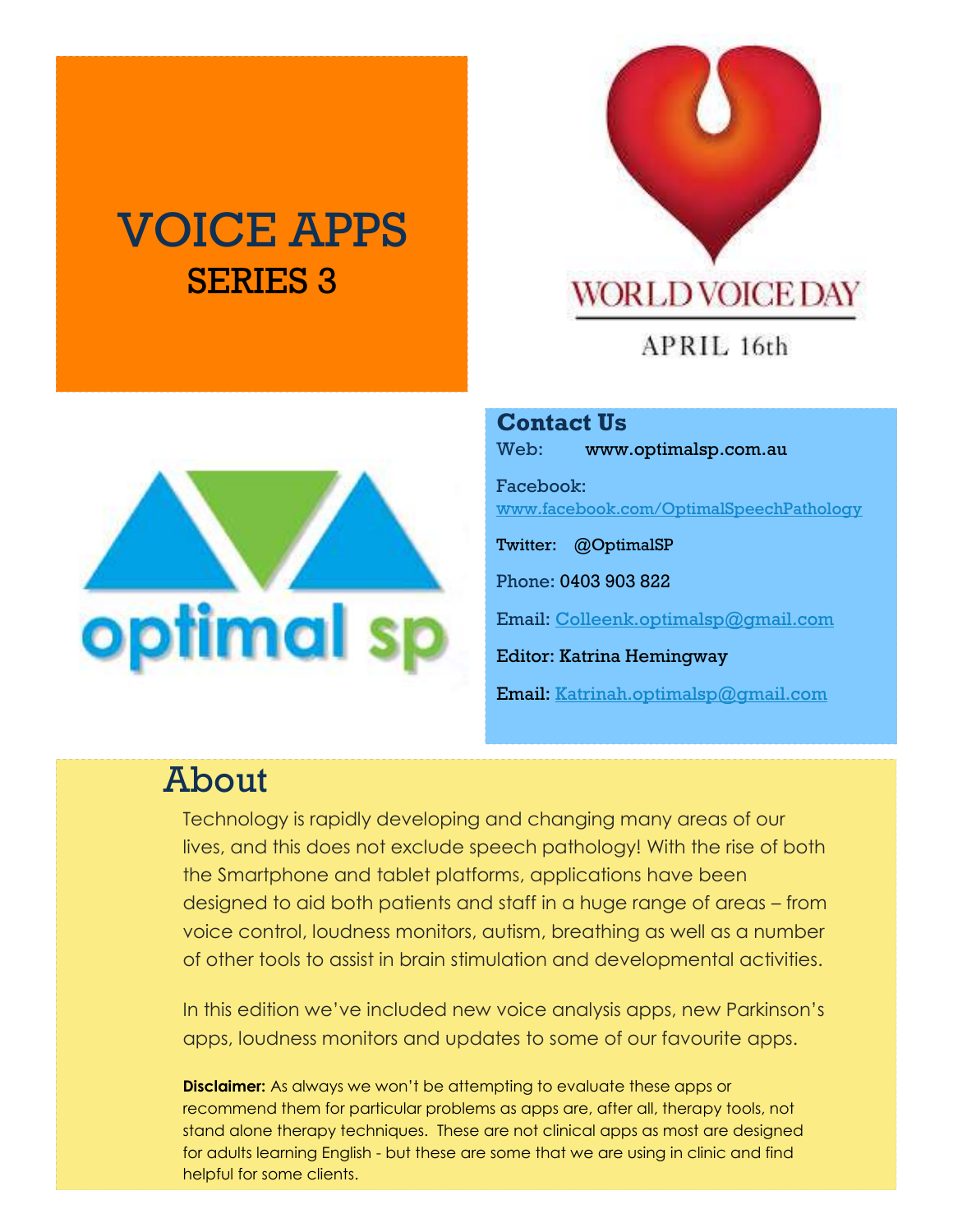# VOICE APPS

## SERIES 3

WORLD VOICE DAY

APRIL 16th

optimal sp

**Contact Us**

Web: www.optimalsp.com.au

Facebook: www.facebook.com/OptimalSpeechPathology

Twitter: @OptimalSP

Phone: 0403 903 822

Email: Colleenk.optimalsp@gmail.com

Editor: Katrina Hemingway

Email: Katrinah.optimalsp@gmail.com

## About

Technology is rapidly developing and changing many areas of our lives, and this does not exclude speech pathology! With the rise of both the Smartphone and tablet platforms, applications have been designed to aid both patients and staff in a huge range of areas – from voice control, loudness monitors, autism, breathing as well as a number of other tools to assist in brain stimulation and developmental activities.

In this edition we've included new voice analysis apps, new Parkinson's apps, loudness monitors and updates to some of our favourite apps.

**Disclaimer:** As always we won't be attempting to evaluate these apps or recommend them for particular problems as apps are, after all, therapy tools, not stand alone therapy techniques. These are not clinical apps as most are designed for adults learning English - but these are some that we are using in clinic and find helpful for some clients.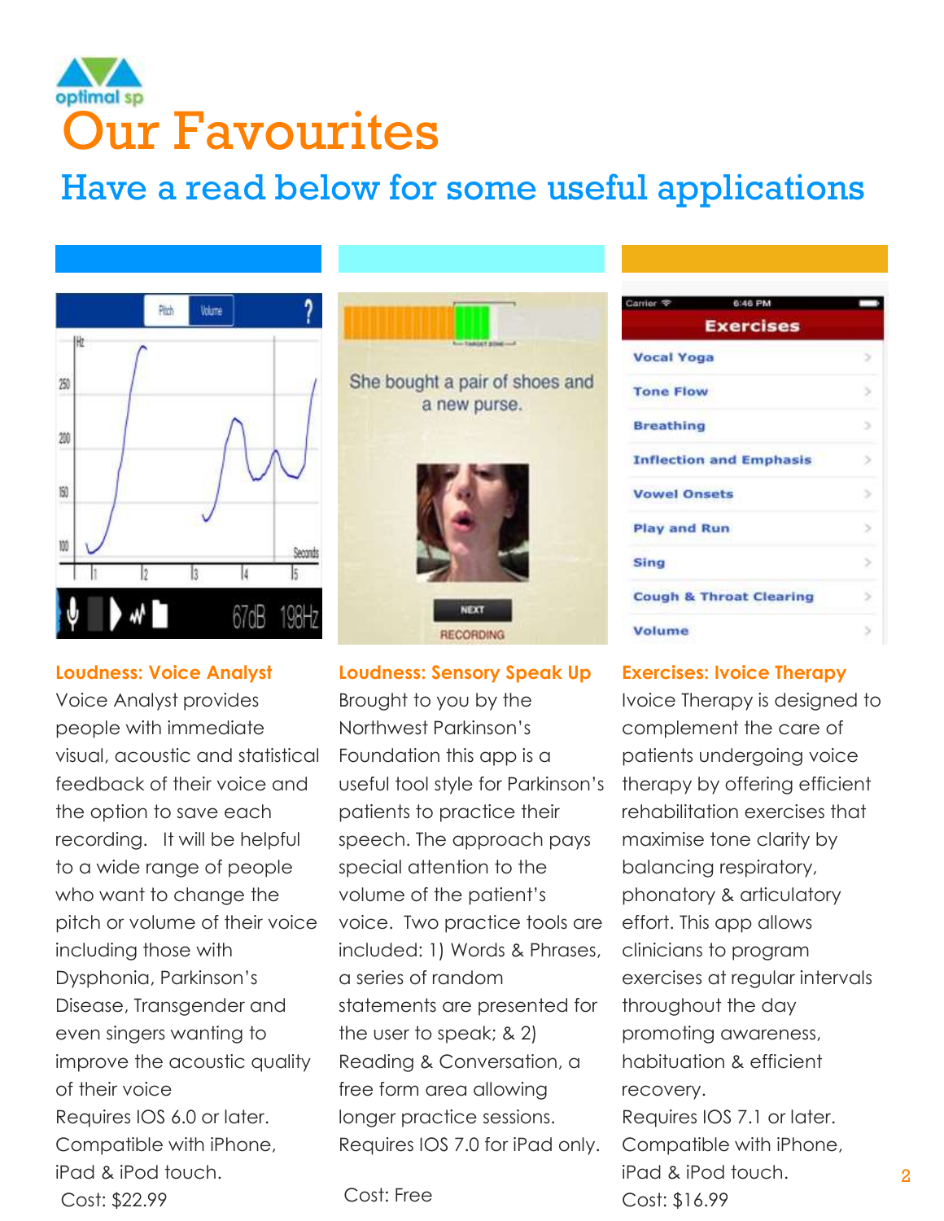optimal sp

# Our Favourites

## Have a read below for some useful applications

**Loudness: Voice Analyst**

Voice Analyst provides people with immediate visual, acoustic and statistical feedback of their voice and the option to save each recording. It will be helpful to a wide range of people who want to change the pitch or volume of their voice including those with Dysphonia, Parkinson's Disease, Transgender and even singers wanting to improve the acoustic quality of their voice

Requires IOS 6.0 or later. Compatible with iPhone, iPad & iPod touch.

Cost: $22.99

**Loudness: Sensory Speak Up**

Brought to you by the Northwest Parkinson's Foundation this app is a useful tool style for Parkinson's patients to practice their speech. The approach pays special attention to the volume of the patient's voice. Two practice tools are included: 1) Words & Phrases, a series of random statements are presented for the user to speak; & 2) Reading & Conversation, a free form area allowing longer practice sessions. Requires IOS 7.0 for iPad only.

Cost: Free

**Exercises: Ivoice Therapy**

Ivoice Therapy is designed to complement the care of patients undergoing voice therapy by offering efficient rehabilitation exercises that maximise tone clarity by balancing respiratory, phonatory & articulatory effort. This app allows clinicians to program exercises at regular intervals throughout the day promoting awareness, habituation & efficient recovery.

Requires IOS 7.1 or later. Compatible with iPhone, iPad & iPod touch.

Cost: $16.99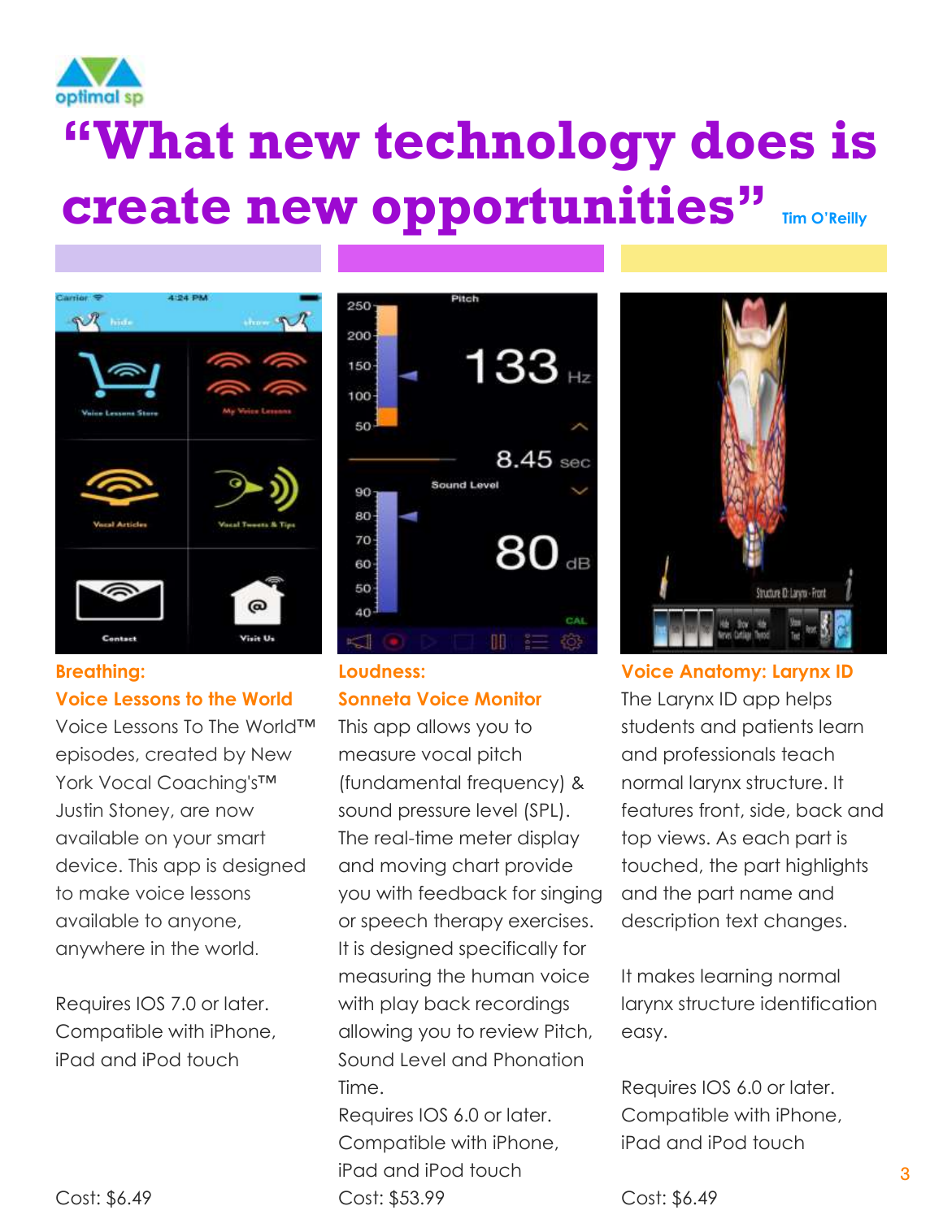# “What new technology does is create new opportunities” Tim O’Reilly

**Breathing:**
**Voice Lessons to the World**

Voice Lessons To The World™ episodes, created by New York Vocal Coaching's™ Justin Stoney, are now available on your smart device. This app is designed to make voice lessons available to anyone, anywhere in the world.

Requires IOS 7.0 or later. Compatible with iPhone, iPad and iPod touch

Cost: $6.49

**Loudness:**
**Sonneta Voice Monitor**

This app allows you to measure vocal pitch (fundamental frequency) & sound pressure level (SPL). The real-time meter display and moving chart provide you with feedback for singing or speech therapy exercises. It is designed specifically for measuring the human voice with play back recordings allowing you to review Pitch, Sound Level and Phonation Time.
Requires IOS 6.0 or later. Compatible with iPhone, iPad and iPod touch
Cost: $53.99

**Voice Anatomy: Larynx ID**

The Larynx ID app helps students and patients learn and professionals teach normal larynx structure. It features front, side, back and top views. As each part is touched, the part highlights and the part name and description text changes.

It makes learning normal larynx structure identification easy.

Requires IOS 6.0 or later. Compatible with iPhone, iPad and iPod touch

Cost: $6.49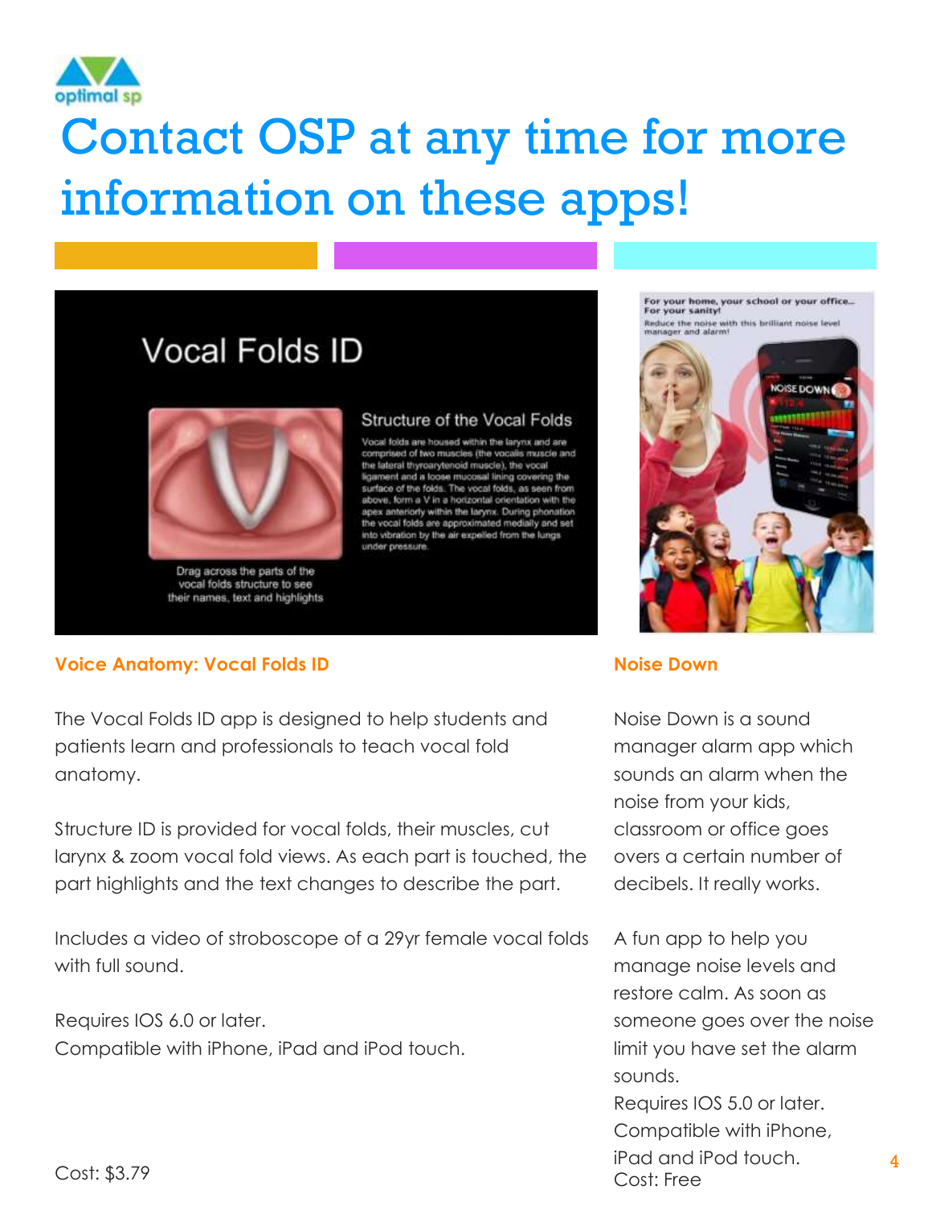# Contact OSP at any time for more information on these apps!

**Voice Anatomy: Vocal Folds ID**

The Vocal Folds ID app is designed to help students and patients learn and professionals to teach vocal fold anatomy.

Structure ID is provided for vocal folds, their muscles, cut larynx & zoom vocal fold views. As each part is touched, the part highlights and the text changes to describe the part.

Includes a video of stroboscope of a 29yr female vocal folds with full sound.

Requires IOS 6.0 or later.
Compatible with iPhone, iPad and iPod touch.

Cost: $3.79

**Noise Down**

Noise Down is a sound manager alarm app which sounds an alarm when the noise from your kids, classroom or office goes overs a certain number of decibels. It really works.

A fun app to help you manage noise levels and restore calm. As soon as someone goes over the noise limit you have set the alarm sounds.
Requires IOS 5.0 or later.
Compatible with iPhone, iPad and iPod touch.
Cost: Free